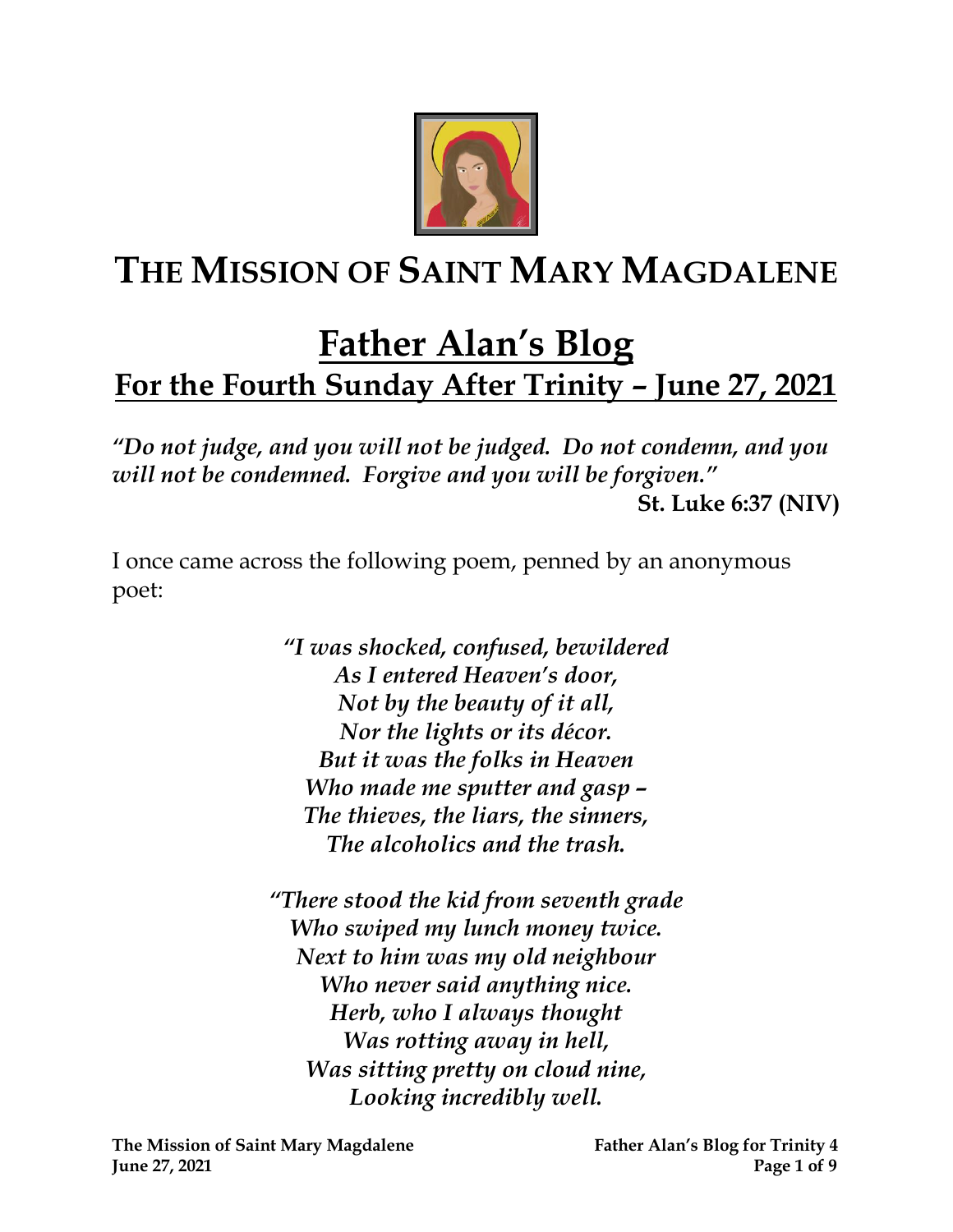# THE MISSION OF SAINT MARY MAGDALENE

## Father Alan's Blog

### For the Fourth Sunday After Trinity – June 27, 2021

*"Do not judge, and you will not be judged. Do not condemn, and you will not be condemned. Forgive and you will be forgiven."*

**St. Luke 6:37 (NIV)**

I once came across the following poem, penned by an anonymous poet:

*"I was shocked, confused, bewildered*
*As I entered Heaven's door,*
*Not by the beauty of it all,*
*Nor the lights or its décor.*
*But it was the folks in Heaven*
*Who made me sputter and gasp –*
*The thieves, the liars, the sinners,*
*The alcoholics and the trash.*

*"There stood the kid from seventh grade*
*Who swiped my lunch money twice.*
*Next to him was my old neighbour*
*Who never said anything nice.*
*Herb, who I always thought*
*Was rotting away in hell,*
*Was sitting pretty on cloud nine,*
*Looking incredibly well.*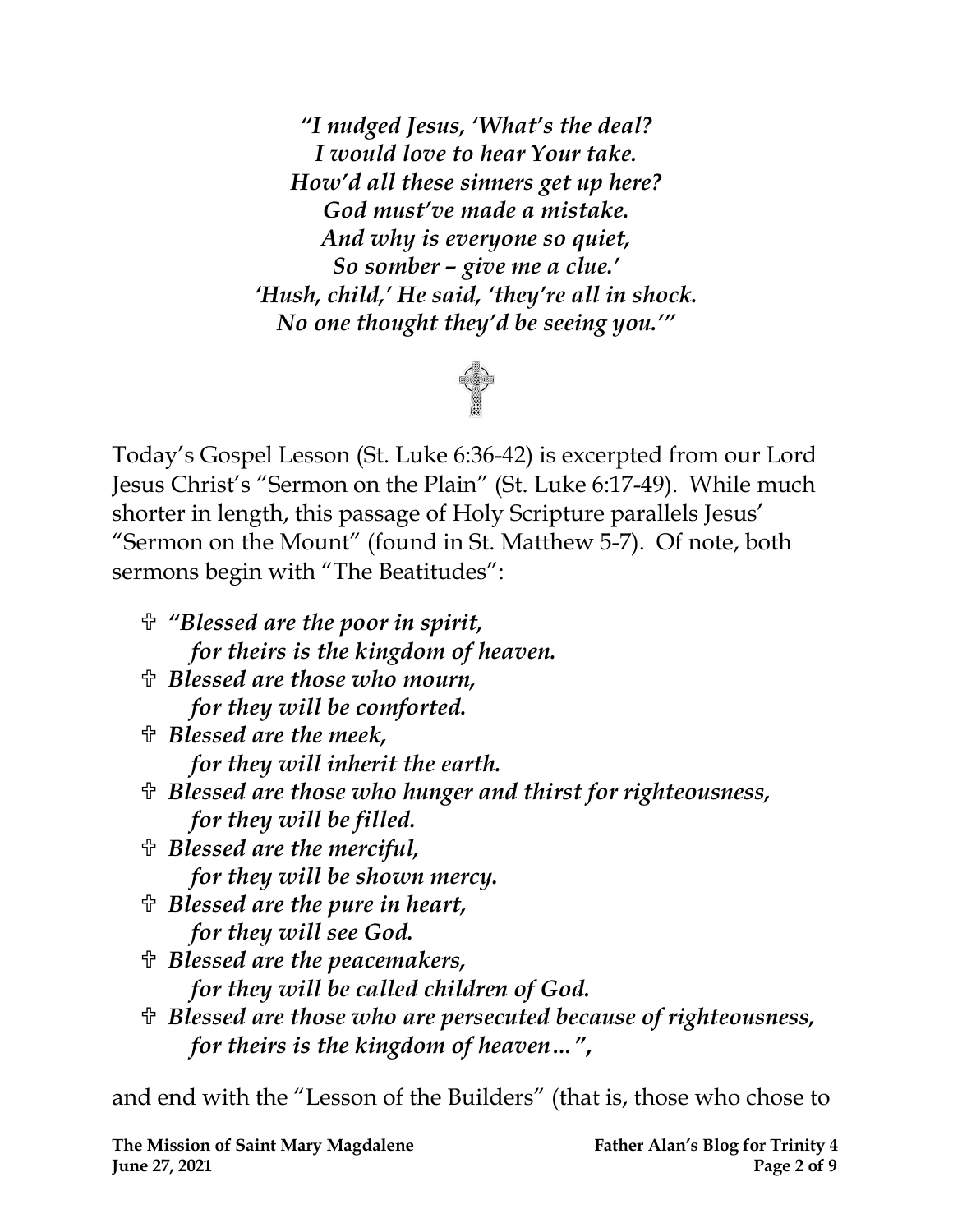*"I nudged Jesus, 'What's the deal?*
*I would love to hear Your take.*
*How'd all these sinners get up here?*
*God must've made a mistake.*
*And why is everyone so quiet,*
*So somber – give me a clue.'*
*'Hush, child,' He said, 'they're all in shock.*
*No one thought they'd be seeing you.'"*

Today's Gospel Lesson (St. Luke 6:36-42) is excerpted from our Lord Jesus Christ's "Sermon on the Plain" (St. Luke 6:17-49). While much shorter in length, this passage of Holy Scripture parallels Jesus' "Sermon on the Mount" (found in St. Matthew 5-7). Of note, both sermons begin with "The Beatitudes":

- ***"Blessed are the poor in spirit,***
  ***for theirs is the kingdom of heaven.***
- ***Blessed are those who mourn,***
  ***for they will be comforted.***
- ***Blessed are the meek,***
  ***for they will inherit the earth.***
- ***Blessed are those who hunger and thirst for righteousness,***
  ***for they will be filled.***
- ***Blessed are the merciful,***
  ***for they will be shown mercy.***
- ***Blessed are the pure in heart,***
  ***for they will see God.***
- ***Blessed are the peacemakers,***
  ***for they will be called children of God.***
- ***Blessed are those who are persecuted because of righteousness,***
  ***for theirs is the kingdom of heaven…",***

and end with the "Lesson of the Builders" (that is, those who chose to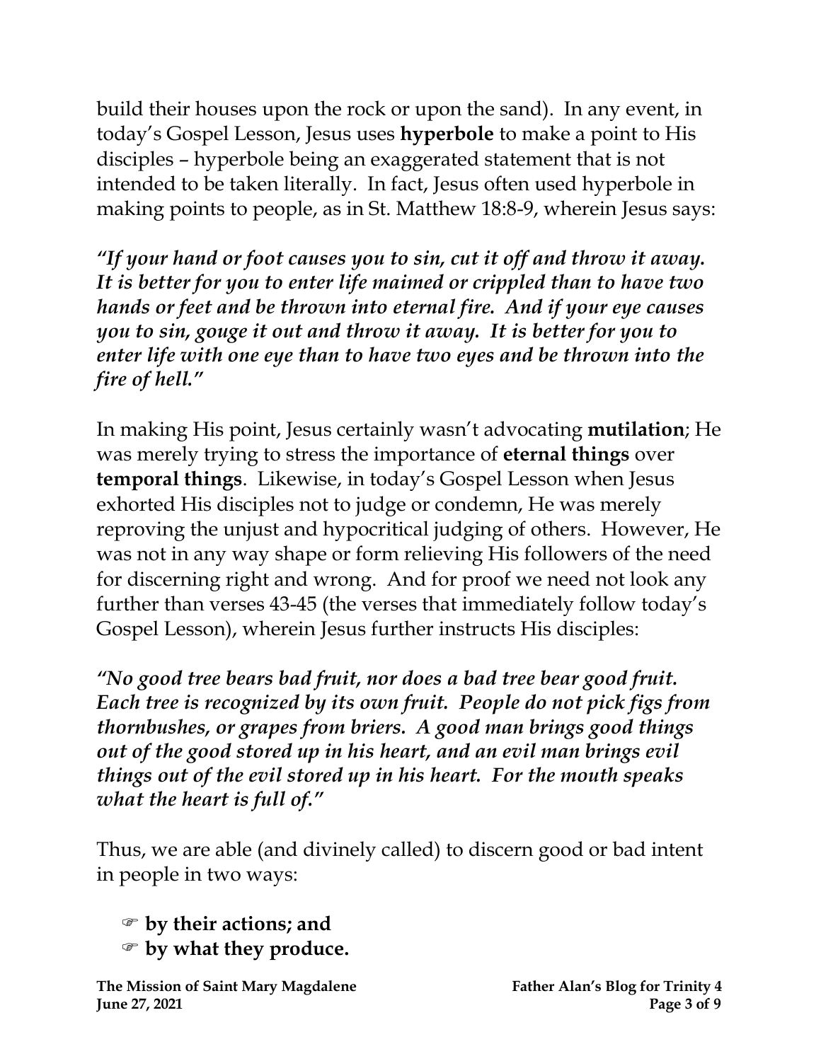build their houses upon the rock or upon the sand). In any event, in today's Gospel Lesson, Jesus uses **hyperbole** to make a point to His disciples – hyperbole being an exaggerated statement that is not intended to be taken literally. In fact, Jesus often used hyperbole in making points to people, as in St. Matthew 18:8-9, wherein Jesus says:

***"If your hand or foot causes you to sin, cut it off and throw it away. It is better for you to enter life maimed or crippled than to have two hands or feet and be thrown into eternal fire. And if your eye causes you to sin, gouge it out and throw it away. It is better for you to enter life with one eye than to have two eyes and be thrown into the fire of hell."***

In making His point, Jesus certainly wasn't advocating **mutilation**; He was merely trying to stress the importance of **eternal things** over **temporal things**. Likewise, in today's Gospel Lesson when Jesus exhorted His disciples not to judge or condemn, He was merely reproving the unjust and hypocritical judging of others. However, He was not in any way shape or form relieving His followers of the need for discerning right and wrong. And for proof we need not look any further than verses 43-45 (the verses that immediately follow today's Gospel Lesson), wherein Jesus further instructs His disciples:

***"No good tree bears bad fruit, nor does a bad tree bear good fruit. Each tree is recognized by its own fruit. People do not pick figs from thornbushes, or grapes from briers. A good man brings good things out of the good stored up in his heart, and an evil man brings evil things out of the evil stored up in his heart. For the mouth speaks what the heart is full of."***

Thus, we are able (and divinely called) to discern good or bad intent in people in two ways:

- ☞ **by their actions; and**
- ☞ **by what they produce.**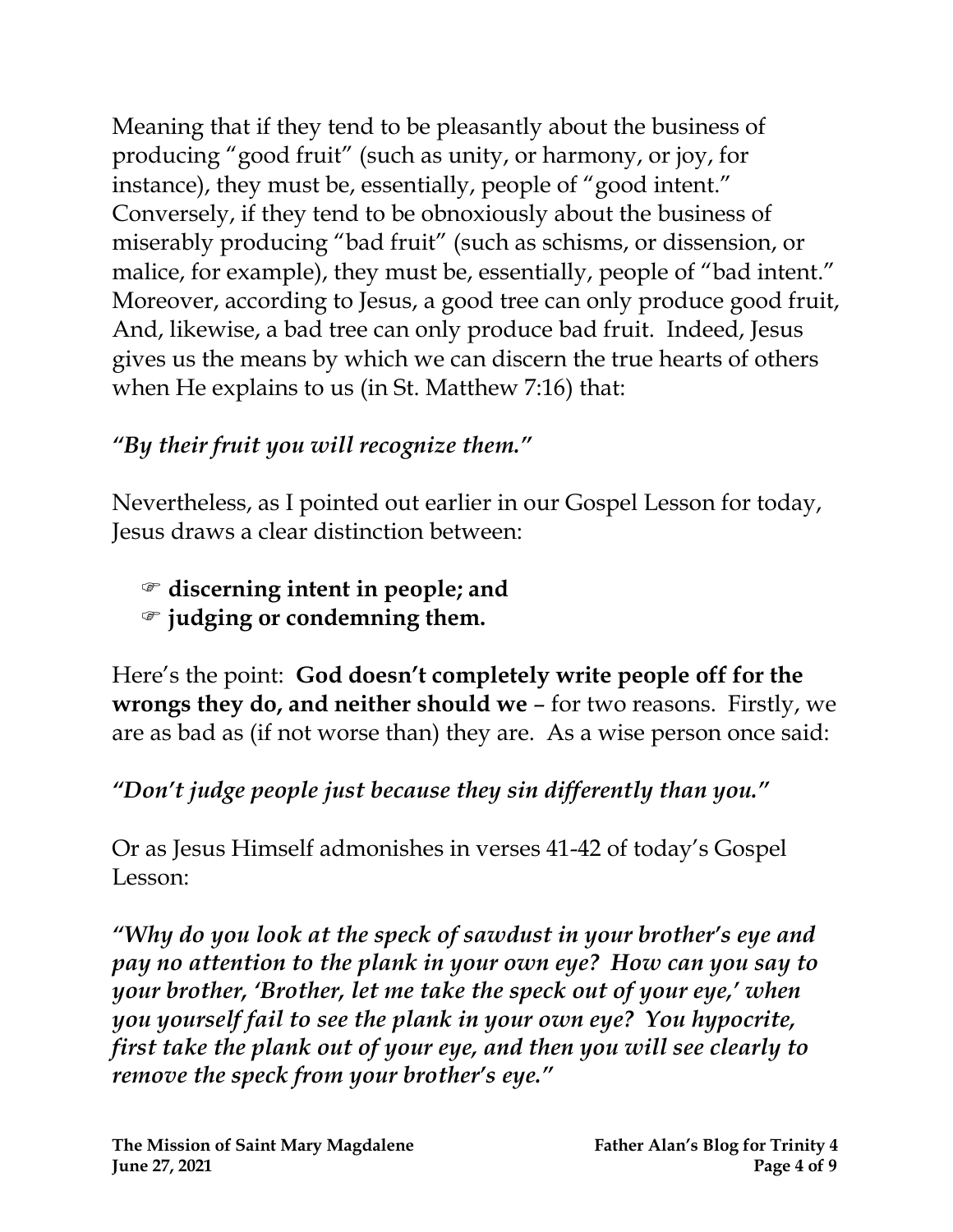Meaning that if they tend to be pleasantly about the business of producing "good fruit" (such as unity, or harmony, or joy, for instance), they must be, essentially, people of "good intent." Conversely, if they tend to be obnoxiously about the business of miserably producing "bad fruit" (such as schisms, or dissension, or malice, for example), they must be, essentially, people of "bad intent." Moreover, according to Jesus, a good tree can only produce good fruit, And, likewise, a bad tree can only produce bad fruit. Indeed, Jesus gives us the means by which we can discern the true hearts of others when He explains to us (in St. Matthew 7:16) that:

***"By their fruit you will recognize them."***

Nevertheless, as I pointed out earlier in our Gospel Lesson for today, Jesus draws a clear distinction between:

- ☞ **discerning intent in people; and**
- ☞ **judging or condemning them.**

Here's the point: **God doesn't completely write people off for the wrongs they do, and neither should we** – for two reasons. Firstly, we are as bad as (if not worse than) they are. As a wise person once said:

***"Don't judge people just because they sin differently than you."***

Or as Jesus Himself admonishes in verses 41-42 of today's Gospel Lesson:

***"Why do you look at the speck of sawdust in your brother's eye and pay no attention to the plank in your own eye? How can you say to your brother, 'Brother, let me take the speck out of your eye,' when you yourself fail to see the plank in your own eye? You hypocrite, first take the plank out of your eye, and then you will see clearly to remove the speck from your brother's eye."***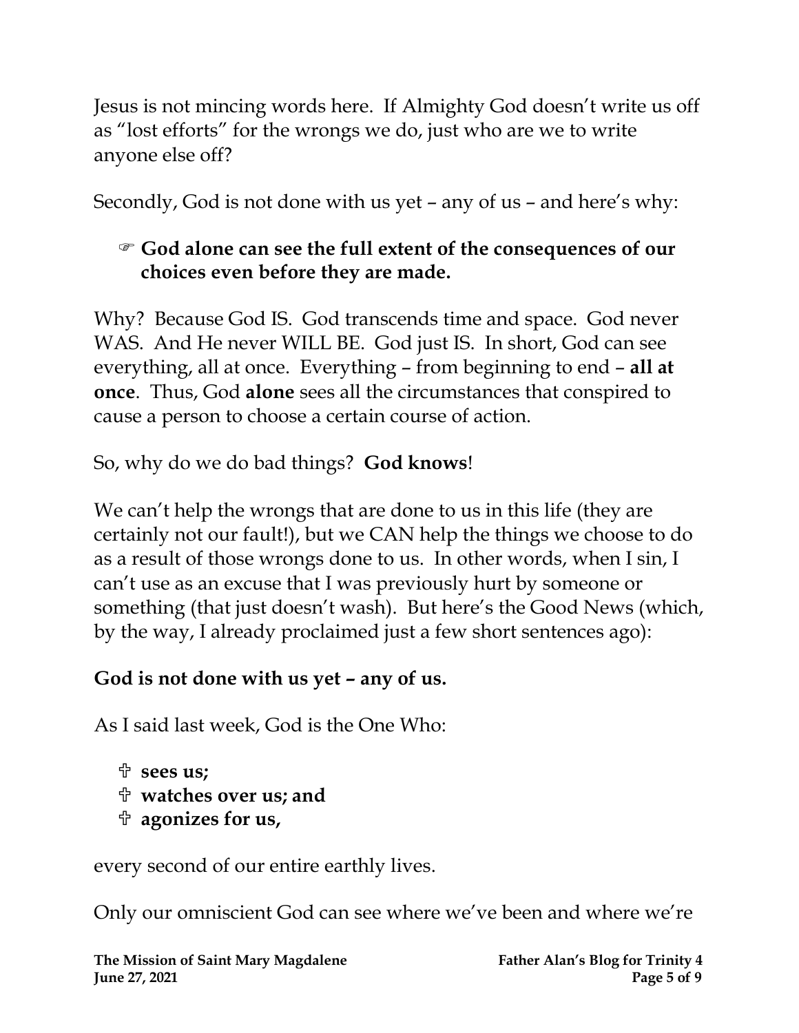Jesus is not mincing words here. If Almighty God doesn't write us off as "lost efforts" for the wrongs we do, just who are we to write anyone else off?

Secondly, God is not done with us yet – any of us – and here's why:

- ☞ **God alone can see the full extent of the consequences of our choices even before they are made.**

Why? Because God IS. God transcends time and space. God never WAS. And He never WILL BE. God just IS. In short, God can see everything, all at once. Everything – from beginning to end – **all at once**. Thus, God **alone** sees all the circumstances that conspired to cause a person to choose a certain course of action.

So, why do we do bad things? **God knows**!

We can't help the wrongs that are done to us in this life (they are certainly not our fault!), but we CAN help the things we choose to do as a result of those wrongs done to us. In other words, when I sin, I can't use as an excuse that I was previously hurt by someone or something (that just doesn't wash). But here's the Good News (which, by the way, I already proclaimed just a few short sentences ago):

**God is not done with us yet – any of us.**

As I said last week, God is the One Who:

- ✞ **sees us;**
- ✞ **watches over us; and**
- ✞ **agonizes for us,**

every second of our entire earthly lives.

Only our omniscient God can see where we've been and where we're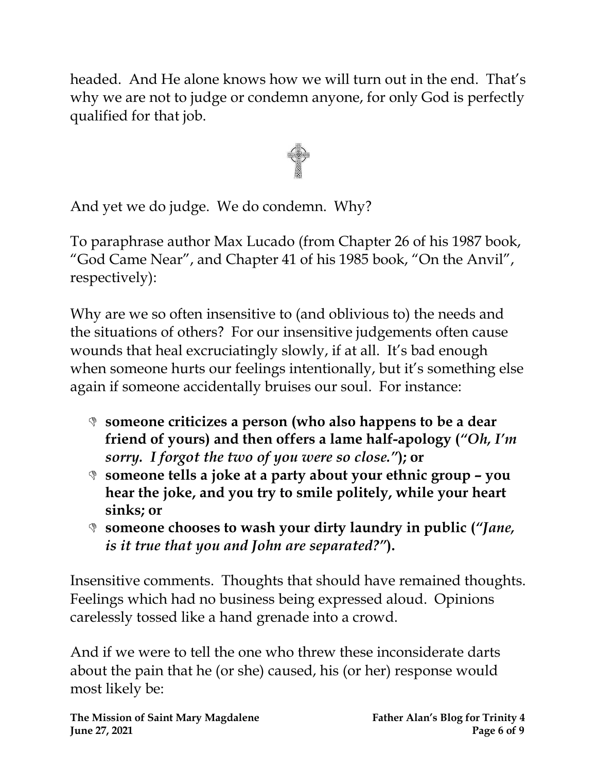headed. And He alone knows how we will turn out in the end. That's why we are not to judge or condemn anyone, for only God is perfectly qualified for that job.

And yet we do judge. We do condemn. Why?

To paraphrase author Max Lucado (from Chapter 26 of his 1987 book, "God Came Near", and Chapter 41 of his 1985 book, "On the Anvil", respectively):

Why are we so often insensitive to (and oblivious to) the needs and the situations of others? For our insensitive judgements often cause wounds that heal excruciatingly slowly, if at all. It's bad enough when someone hurts our feelings intentionally, but it's something else again if someone accidentally bruises our soul. For instance:

- **someone criticizes a person (who also happens to be a dear friend of yours) and then offers a lame half-apology (*"Oh, I'm sorry. I forgot the two of you were so close."*); or**
- **someone tells a joke at a party about your ethnic group – you hear the joke, and you try to smile politely, while your heart sinks; or**
- **someone chooses to wash your dirty laundry in public (*"Jane, is it true that you and John are separated?"*).**

Insensitive comments. Thoughts that should have remained thoughts. Feelings which had no business being expressed aloud. Opinions carelessly tossed like a hand grenade into a crowd.

And if we were to tell the one who threw these inconsiderate darts about the pain that he (or she) caused, his (or her) response would most likely be: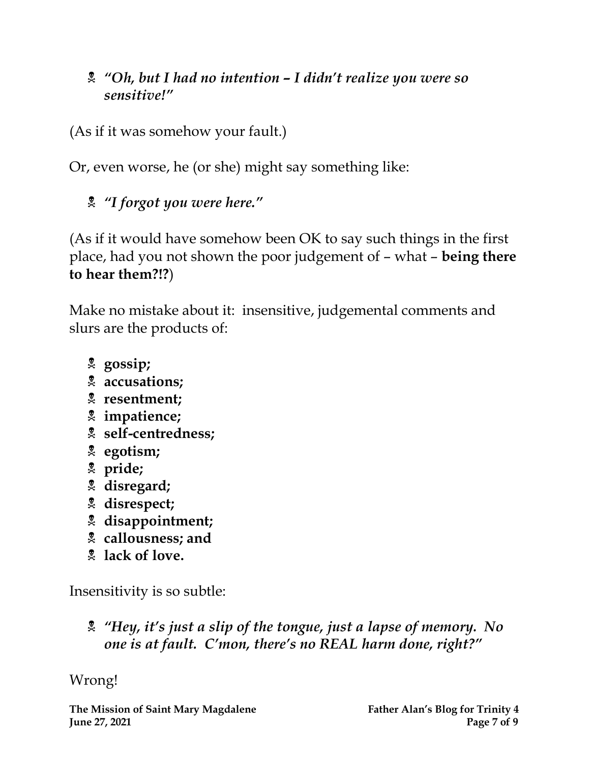- *"Oh, but I had no intention – I didn't realize you were so sensitive!"*

(As if it was somehow your fault.)

Or, even worse, he (or she) might say something like:

- *"I forgot you were here."*

(As if it would have somehow been OK to say such things in the first place, had you not shown the poor judgement of – what – **being there to hear them?!?**)

Make no mistake about it: insensitive, judgemental comments and slurs are the products of:

- **gossip;**
- **accusations;**
- **resentment;**
- **impatience;**
- **self-centredness;**
- **egotism;**
- **pride;**
- **disregard;**
- **disrespect;**
- **disappointment;**
- **callousness; and**
- **lack of love.**

Insensitivity is so subtle:

- ***"Hey, it's just a slip of the tongue, just a lapse of memory. No one is at fault. C'mon, there's no REAL harm done, right?"***

Wrong!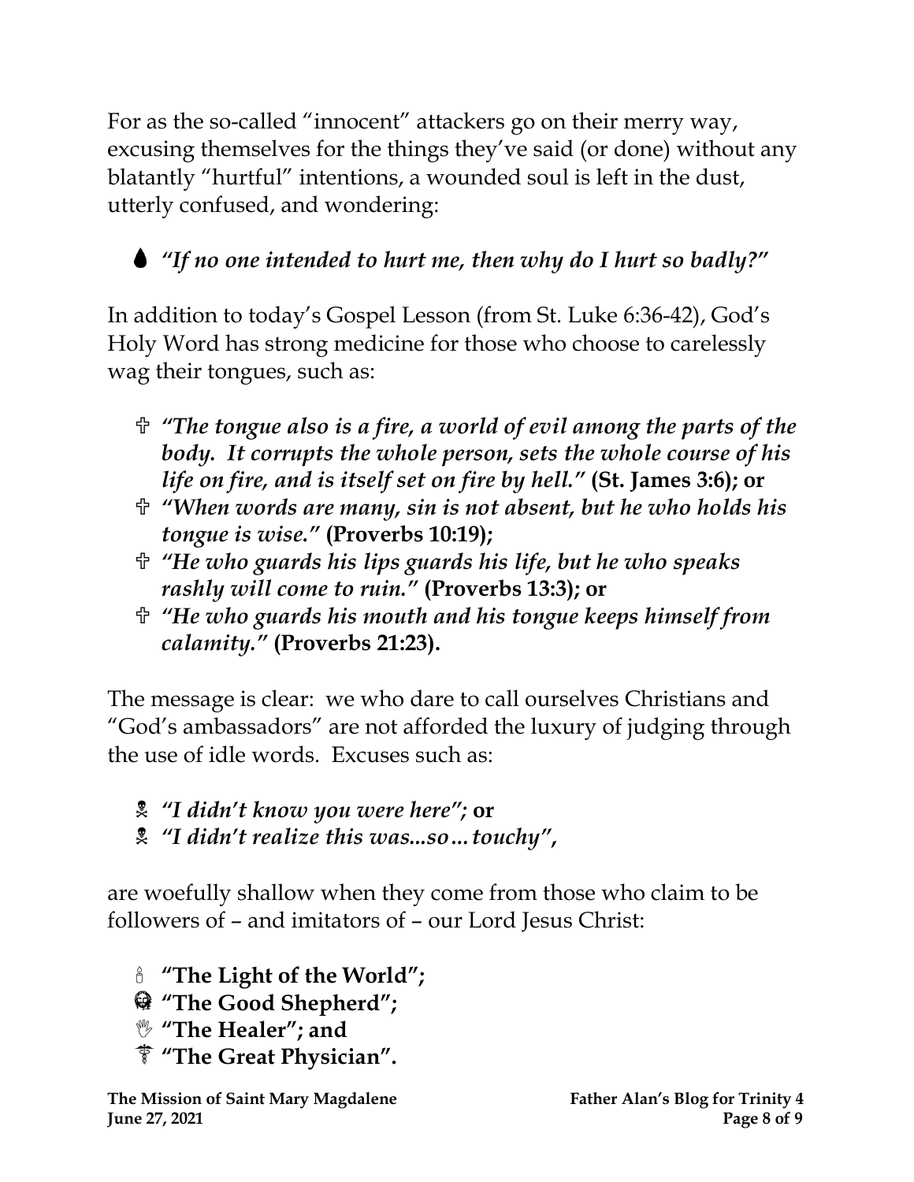For as the so-called "innocent" attackers go on their merry way, excusing themselves for the things they've said (or done) without any blatantly "hurtful" intentions, a wounded soul is left in the dust, utterly confused, and wondering:

💧 ***"If no one intended to hurt me, then why do I hurt so badly?"***

In addition to today's Gospel Lesson (from St. Luke 6:36-42), God's Holy Word has strong medicine for those who choose to carelessly wag their tongues, such as:

- ✞ ***"The tongue also is a fire, a world of evil among the parts of the body. It corrupts the whole person, sets the whole course of his life on fire, and is itself set on fire by hell."* (St. James 3:6); or**
- ✞ ***"When words are many, sin is not absent, but he who holds his tongue is wise."* (Proverbs 10:19);**
- ✞ ***"He who guards his lips guards his life, but he who speaks rashly will come to ruin."* (Proverbs 13:3); or**
- ✞ ***"He who guards his mouth and his tongue keeps himself from calamity."* (Proverbs 21:23).**

The message is clear: we who dare to call ourselves Christians and "God's ambassadors" are not afforded the luxury of judging through the use of idle words. Excuses such as:

- ☠ ***"I didn't know you were here";* or**
- ☠ ***"I didn't realize this was...so…touchy",***

are woefully shallow when they come from those who claim to be followers of – and imitators of – our Lord Jesus Christ:

- 🕯 **"The Light of the World";**
- **"The Good Shepherd";**
- ✋ **"The Healer"; and**
- ⚕ **"The Great Physician".**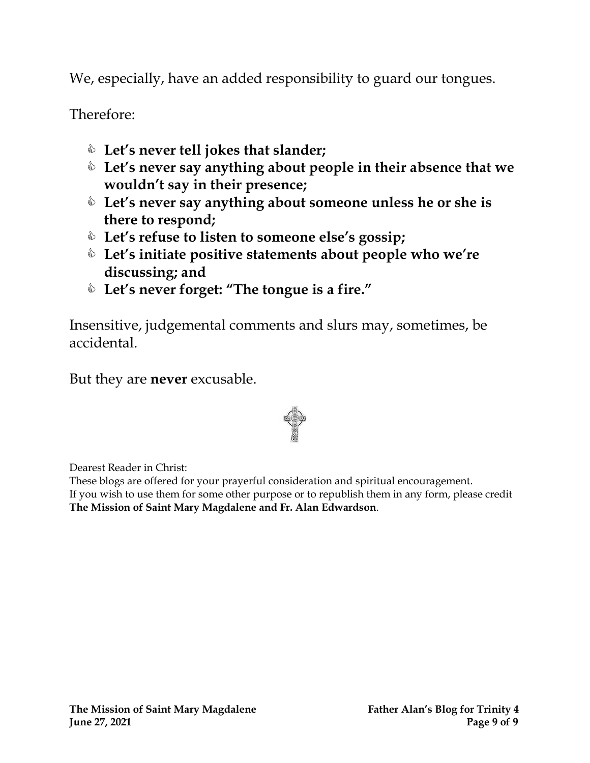We, especially, have an added responsibility to guard our tongues.

Therefore:

- **Let's never tell jokes that slander;**
- **Let's never say anything about people in their absence that we wouldn't say in their presence;**
- **Let's never say anything about someone unless he or she is there to respond;**
- **Let's refuse to listen to someone else's gossip;**
- **Let's initiate positive statements about people who we're discussing; and**
- **Let's never forget: "The tongue is a fire."**

Insensitive, judgemental comments and slurs may, sometimes, be accidental.

But they are **never** excusable.

Dearest Reader in Christ:
These blogs are offered for your prayerful consideration and spiritual encouragement.
If you wish to use them for some other purpose or to republish them in any form, please credit **The Mission of Saint Mary Magdalene and Fr. Alan Edwardson**.